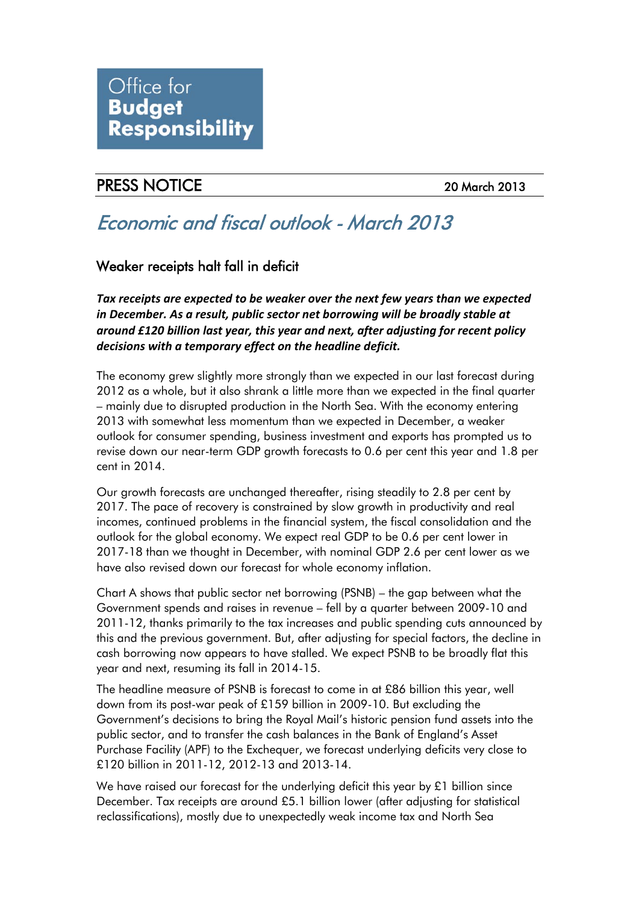Office for **Budget Responsibility**

## PRESS NOTICE

20 March 2013

# *Economic and fiscal outlook - March 2013*

## Weaker receipts halt fall in deficit

***Tax receipts are expected to be weaker over the next few years than we expected in December. As a result, public sector net borrowing will be broadly stable at around £120 billion last year, this year and next, after adjusting for recent policy decisions with a temporary effect on the headline deficit.***

The economy grew slightly more strongly than we expected in our last forecast during 2012 as a whole, but it also shrank a little more than we expected in the final quarter – mainly due to disrupted production in the North Sea. With the economy entering 2013 with somewhat less momentum than we expected in December, a weaker outlook for consumer spending, business investment and exports has prompted us to revise down our near-term GDP growth forecasts to 0.6 per cent this year and 1.8 per cent in 2014.

Our growth forecasts are unchanged thereafter, rising steadily to 2.8 per cent by 2017. The pace of recovery is constrained by slow growth in productivity and real incomes, continued problems in the financial system, the fiscal consolidation and the outlook for the global economy. We expect real GDP to be 0.6 per cent lower in 2017-18 than we thought in December, with nominal GDP 2.6 per cent lower as we have also revised down our forecast for whole economy inflation.

Chart A shows that public sector net borrowing (PSNB) – the gap between what the Government spends and raises in revenue – fell by a quarter between 2009-10 and 2011-12, thanks primarily to the tax increases and public spending cuts announced by this and the previous government. But, after adjusting for special factors, the decline in cash borrowing now appears to have stalled. We expect PSNB to be broadly flat this year and next, resuming its fall in 2014-15.

The headline measure of PSNB is forecast to come in at £86 billion this year, well down from its post-war peak of £159 billion in 2009-10. But excluding the Government's decisions to bring the Royal Mail's historic pension fund assets into the public sector, and to transfer the cash balances in the Bank of England's Asset Purchase Facility (APF) to the Exchequer, we forecast underlying deficits very close to £120 billion in 2011-12, 2012-13 and 2013-14.

We have raised our forecast for the underlying deficit this year by £1 billion since December. Tax receipts are around £5.1 billion lower (after adjusting for statistical reclassifications), mostly due to unexpectedly weak income tax and North Sea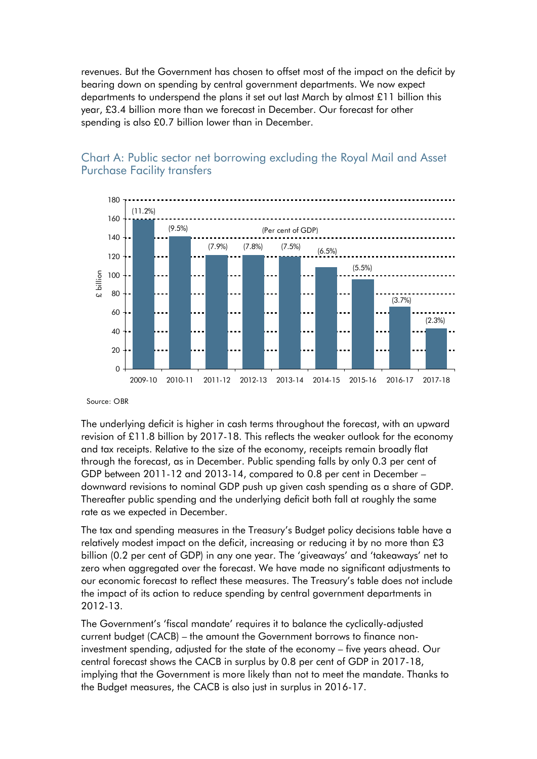revenues. But the Government has chosen to offset most of the impact on the deficit by bearing down on spending by central government departments. We now expect departments to underspend the plans it set out last March by almost £11 billion this year, £3.4 billion more than we forecast in December. Our forecast for other spending is also £0.7 billion lower than in December.

## Chart A: Public sector net borrowing excluding the Royal Mail and Asset Purchase Facility transfers

Source: OBR

The underlying deficit is higher in cash terms throughout the forecast, with an upward revision of £11.8 billion by 2017-18. This reflects the weaker outlook for the economy and tax receipts. Relative to the size of the economy, receipts remain broadly flat through the forecast, as in December. Public spending falls by only 0.3 per cent of GDP between 2011-12 and 2013-14, compared to 0.8 per cent in December – downward revisions to nominal GDP push up given cash spending as a share of GDP. Thereafter public spending and the underlying deficit both fall at roughly the same rate as we expected in December.

The tax and spending measures in the Treasury's Budget policy decisions table have a relatively modest impact on the deficit, increasing or reducing it by no more than £3 billion (0.2 per cent of GDP) in any one year. The 'giveaways' and 'takeaways' net to zero when aggregated over the forecast. We have made no significant adjustments to our economic forecast to reflect these measures. The Treasury's table does not include the impact of its action to reduce spending by central government departments in 2012-13.

The Government's 'fiscal mandate' requires it to balance the cyclically-adjusted current budget (CACB) – the amount the Government borrows to finance non-investment spending, adjusted for the state of the economy – five years ahead. Our central forecast shows the CACB in surplus by 0.8 per cent of GDP in 2017-18, implying that the Government is more likely than not to meet the mandate. Thanks to the Budget measures, the CACB is also just in surplus in 2016-17.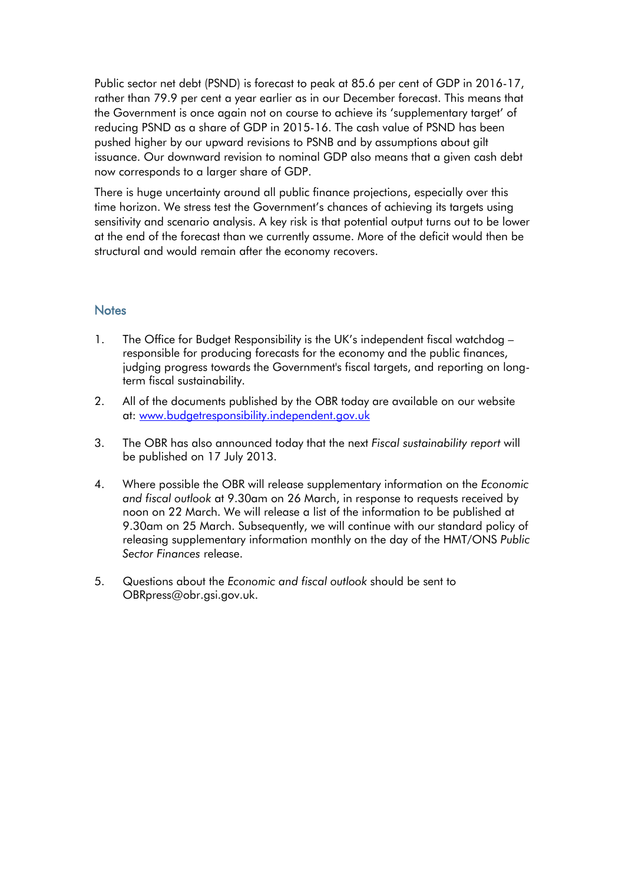Public sector net debt (PSND) is forecast to peak at 85.6 per cent of GDP in 2016-17, rather than 79.9 per cent a year earlier as in our December forecast. This means that the Government is once again not on course to achieve its 'supplementary target' of reducing PSND as a share of GDP in 2015-16. The cash value of PSND has been pushed higher by our upward revisions to PSNB and by assumptions about gilt issuance. Our downward revision to nominal GDP also means that a given cash debt now corresponds to a larger share of GDP.

There is huge uncertainty around all public finance projections, especially over this time horizon. We stress test the Government's chances of achieving its targets using sensitivity and scenario analysis. A key risk is that potential output turns out to be lower at the end of the forecast than we currently assume. More of the deficit would then be structural and would remain after the economy recovers.

## Notes

1. The Office for Budget Responsibility is the UK's independent fiscal watchdog – responsible for producing forecasts for the economy and the public finances, judging progress towards the Government's fiscal targets, and reporting on long-term fiscal sustainability.

2. All of the documents published by the OBR today are available on our website at: [www.budgetresponsibility.independent.gov.uk](http://www.budgetresponsibility.independent.gov.uk)

3. The OBR has also announced today that the next *Fiscal sustainability report* will be published on 17 July 2013.

4. Where possible the OBR will release supplementary information on the *Economic and fiscal outlook* at 9.30am on 26 March, in response to requests received by noon on 22 March. We will release a list of the information to be published at 9.30am on 25 March. Subsequently, we will continue with our standard policy of releasing supplementary information monthly on the day of the HMT/ONS *Public Sector Finances* release.

5. Questions about the *Economic and fiscal outlook* should be sent to OBRpress@obr.gsi.gov.uk.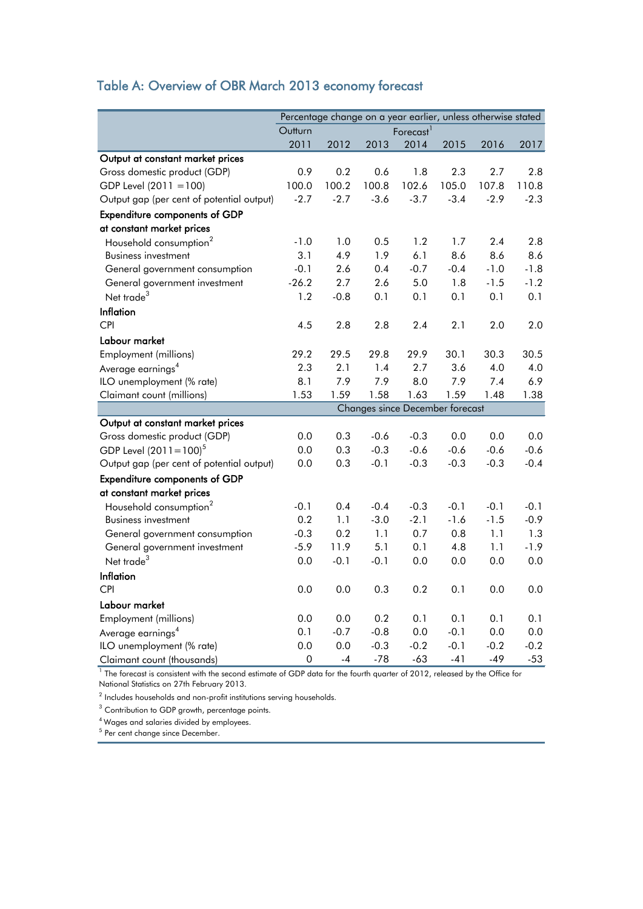## Table A: Overview of OBR March 2013 economy forecast

| | Percentage change on a year earlier, unless otherwise stated | | | | | | |
|---|---|---|---|---|---|---|---|
| | Outturn | Forecast[1] | | | | | |
| | 2011 | 2012 | 2013 | 2014 | 2015 | 2016 | 2017 |
| **Output at constant market prices** | | | | | | | |
| Gross domestic product (GDP) | 0.9 | 0.2 | 0.6 | 1.8 | 2.3 | 2.7 | 2.8 |
| GDP Level (2011 =100) | 100.0 | 100.2 | 100.8 | 102.6 | 105.0 | 107.8 | 110.8 |
| Output gap (per cent of potential output) | -2.7 | -2.7 | -3.6 | -3.7 | -3.4 | -2.9 | -2.3 |
| **Expenditure components of GDP at constant market prices** | | | | | | | |
| Household consumption[2] | -1.0 | 1.0 | 0.5 | 1.2 | 1.7 | 2.4 | 2.8 |
| Business investment | 3.1 | 4.9 | 1.9 | 6.1 | 8.6 | 8.6 | 8.6 |
| General government consumption | -0.1 | 2.6 | 0.4 | -0.7 | -0.4 | -1.0 | -1.8 |
| General government investment | -26.2 | 2.7 | 2.6 | 5.0 | 1.8 | -1.5 | -1.2 |
| Net trade[3] | 1.2 | -0.8 | 0.1 | 0.1 | 0.1 | 0.1 | 0.1 |
| **Inflation** | | | | | | | |
| CPI | 4.5 | 2.8 | 2.8 | 2.4 | 2.1 | 2.0 | 2.0 |
| **Labour market** | | | | | | | |
| Employment (millions) | 29.2 | 29.5 | 29.8 | 29.9 | 30.1 | 30.3 | 30.5 |
| Average earnings[4] | 2.3 | 2.1 | 1.4 | 2.7 | 3.6 | 4.0 | 4.0 |
| ILO unemployment (% rate) | 8.1 | 7.9 | 7.9 | 8.0 | 7.9 | 7.4 | 6.9 |
| Claimant count (millions) | 1.53 | 1.59 | 1.58 | 1.63 | 1.59 | 1.48 | 1.38 |
| | Changes since December forecast | | | | | | |
| **Output at constant market prices** | | | | | | | |
| Gross domestic product (GDP) | 0.0 | 0.3 | -0.6 | -0.3 | 0.0 | 0.0 | 0.0 |
| GDP Level (2011=100)[5] | 0.0 | 0.3 | -0.3 | -0.6 | -0.6 | -0.6 | -0.6 |
| Output gap (per cent of potential output) | 0.0 | 0.3 | -0.1 | -0.3 | -0.3 | -0.3 | -0.4 |
| **Expenditure components of GDP at constant market prices** | | | | | | | |
| Household consumption[2] | -0.1 | 0.4 | -0.4 | -0.3 | -0.1 | -0.1 | -0.1 |
| Business investment | 0.2 | 1.1 | -3.0 | -2.1 | -1.6 | -1.5 | -0.9 |
| General government consumption | -0.3 | 0.2 | 1.1 | 0.7 | 0.8 | 1.1 | 1.3 |
| General government investment | -5.9 | 11.9 | 5.1 | 0.1 | 4.8 | 1.1 | -1.9 |
| Net trade[3] | 0.0 | -0.1 | -0.1 | 0.0 | 0.0 | 0.0 | 0.0 |
| **Inflation** | | | | | | | |
| CPI | 0.0 | 0.0 | 0.3 | 0.2 | 0.1 | 0.0 | 0.0 |
| **Labour market** | | | | | | | |
| Employment (millions) | 0.0 | 0.0 | 0.2 | 0.1 | 0.1 | 0.1 | 0.1 |
| Average earnings[4] | 0.1 | -0.7 | -0.8 | 0.0 | -0.1 | 0.0 | 0.0 |
| ILO unemployment (% rate) | 0.0 | 0.0 | -0.3 | -0.2 | -0.1 | -0.2 | -0.2 |
| Claimant count (thousands) | 0 | -4 | -78 | -63 | -41 | -49 | -53 |

[1] The forecast is consistent with the second estimate of GDP data for the fourth quarter of 2012, released by the Office for National Statistics on 27th February 2013.

[2] Includes households and non-profit institutions serving households.

[3] Contribution to GDP growth, percentage points.

[4] Wages and salaries divided by employees.

[5] Per cent change since December.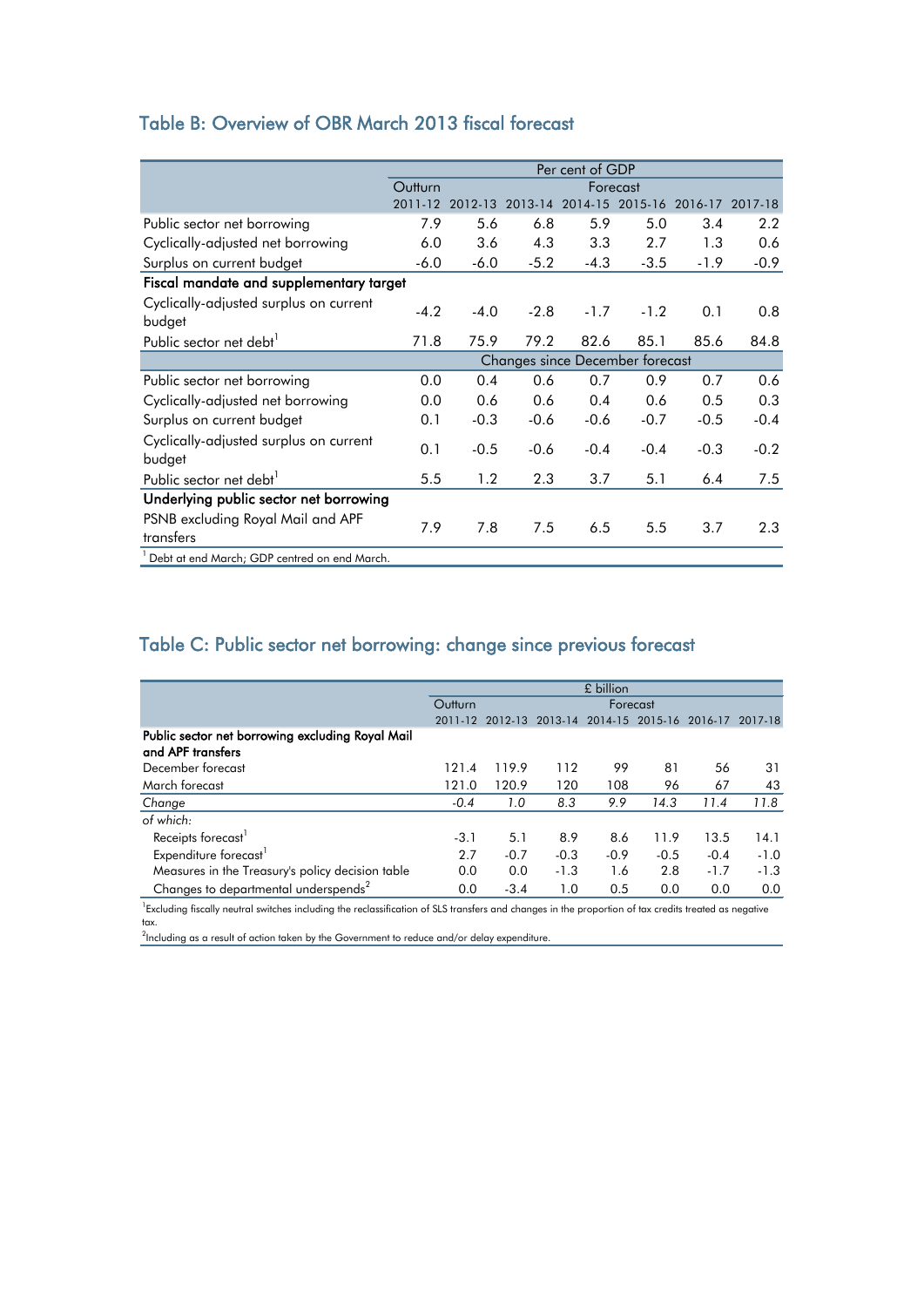## Table B: Overview of OBR March 2013 fiscal forecast

| | Per cent of GDP | | | | | | |
|---|---|---|---|---|---|---|---|
| | Outturn | Forecast | | | | | |
| | 2011-12 | 2012-13 | 2013-14 | 2014-15 | 2015-16 | 2016-17 | 2017-18 |
| Public sector net borrowing | 7.9 | 5.6 | 6.8 | 5.9 | 5.0 | 3.4 | 2.2 |
| Cyclically-adjusted net borrowing | 6.0 | 3.6 | 4.3 | 3.3 | 2.7 | 1.3 | 0.6 |
| Surplus on current budget | -6.0 | -6.0 | -5.2 | -4.3 | -3.5 | -1.9 | -0.9 |
| **Fiscal mandate and supplementary target** | | | | | | | |
| Cyclically-adjusted surplus on current budget | -4.2 | -4.0 | -2.8 | -1.7 | -1.2 | 0.1 | 0.8 |
| Public sector net debt[1] | 71.8 | 75.9 | 79.2 | 82.6 | 85.1 | 85.6 | 84.8 |
| | Changes since December forecast | | | | | | |
| Public sector net borrowing | 0.0 | 0.4 | 0.6 | 0.7 | 0.9 | 0.7 | 0.6 |
| Cyclically-adjusted net borrowing | 0.0 | 0.6 | 0.6 | 0.4 | 0.6 | 0.5 | 0.3 |
| Surplus on current budget | 0.1 | -0.3 | -0.6 | -0.6 | -0.7 | -0.5 | -0.4 |
| Cyclically-adjusted surplus on current budget | 0.1 | -0.5 | -0.6 | -0.4 | -0.4 | -0.3 | -0.2 |
| Public sector net debt[1] | 5.5 | 1.2 | 2.3 | 3.7 | 5.1 | 6.4 | 7.5 |
| **Underlying public sector net borrowing** | | | | | | | |
| PSNB excluding Royal Mail and APF transfers | 7.9 | 7.8 | 7.5 | 6.5 | 5.5 | 3.7 | 2.3 |

[1] Debt at end March; GDP centred on end March.

## Table C: Public sector net borrowing: change since previous forecast

| | £ billion | | | | | | |
|---|---|---|---|---|---|---|---|
| | Outturn | Forecast | | | | | |
| | 2011-12 | 2012-13 | 2013-14 | 2014-15 | 2015-16 | 2016-17 | 2017-18 |
| **Public sector net borrowing excluding Royal Mail and APF transfers** | | | | | | | |
| December forecast | 121.4 | 119.9 | 112 | 99 | 81 | 56 | 31 |
| March forecast | 121.0 | 120.9 | 120 | 108 | 96 | 67 | 43 |
| *Change* | *-0.4* | *1.0* | *8.3* | *9.9* | *14.3* | *11.4* | *11.8* |
| *of which:* | | | | | | | |
| Receipts forecast[1] | -3.1 | 5.1 | 8.9 | 8.6 | 11.9 | 13.5 | 14.1 |
| Expenditure forecast[1] | 2.7 | -0.7 | -0.3 | -0.9 | -0.5 | -0.4 | -1.0 |
| Measures in the Treasury's policy decision table | 0.0 | 0.0 | -1.3 | 1.6 | 2.8 | -1.7 | -1.3 |
| Changes to departmental underspends[2] | 0.0 | -3.4 | 1.0 | 0.5 | 0.0 | 0.0 | 0.0 |

[1] Excluding fiscally neutral switches including the reclassification of SLS transfers and changes in the proportion of tax credits treated as negative tax.

[2] Including as a result of action taken by the Government to reduce and/or delay expenditure.